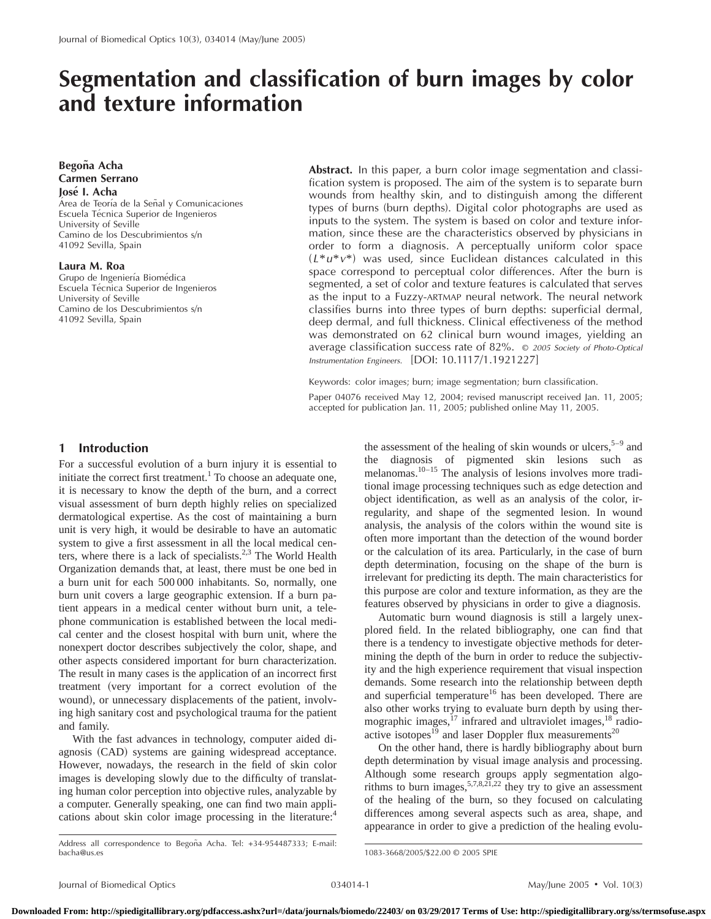# Segmentation and classification of burn images by color and texture information

**Begoña Acha**
**Carmen Serrano**
**José I. Acha**
Área de Teoría de la Señal y Comunicaciones
Escuela Técnica Superior de Ingenieros
University of Seville
Camino de los Descubrimientos s/n
41092 Sevilla, Spain

**Laura M. Roa**
Grupo de Ingeniería Biomédica
Escuela Técnica Superior de Ingenieros
University of Seville
Camino de los Descubrimientos s/n
41092 Sevilla, Spain

**Abstract.** In this paper, a burn color image segmentation and classification system is proposed. The aim of the system is to separate burn wounds from healthy skin, and to distinguish among the different types of burns (burn depths). Digital color photographs are used as inputs to the system. The system is based on color and texture information, since these are the characteristics observed by physicians in order to form a diagnosis. A perceptually uniform color space ($L^*u^*v^*$) was used, since Euclidean distances calculated in this space correspond to perceptual color differences. After the burn is segmented, a set of color and texture features is calculated that serves as the input to form a Fuzzy-ARTMAP neural network. The neural network classifies burns into three types of burn depths: superficial dermal, deep dermal, and full thickness. Clinical effectiveness of the method was demonstrated on 62 clinical burn wound images, yielding an average classification success rate of 82%. *© 2005 Society of Photo-Optical Instrumentation Engineers.* [DOI: 10.1117/1.1921227]

Keywords: color images; burn; image segmentation; burn classification.

Paper 04076 received May 12, 2004; revised manuscript received Jan. 11, 2005; accepted for publication Jan. 11, 2005; published online May 11, 2005.

## 1 Introduction

For a successful evolution of a burn injury it is essential to initiate the correct first treatment.[1] To choose an adequate one, it is necessary to know the depth of the burn, and a correct visual assessment of burn depth highly relies on specialized dermatological expertise. As the cost of maintaining a burn unit is very high, it would be desirable to have an automatic system to give a first assessment in all the local medical centers, where there is a lack of specialists.[2,3] The World Health Organization demands that, at least, there must be one bed in a burn unit for each 500 000 inhabitants. So, normally, one burn unit covers a large geographic extension. If a burn patient appears in a medical center without burn unit, a telephone communication is established between the local medical center and the closest hospital with burn unit, where the nonexpert doctor describes subjectively the color, shape, and other aspects considered important for burn characterization. The result in many cases is the application of an incorrect first treatment (very important for a correct evolution of the wound), or unnecessary displacements of the patient, involving high sanitary cost and psychological trauma for the patient and family.

With the fast advances in technology, computer aided diagnosis (CAD) systems are gaining widespread acceptance. However, nowadays, the research in the field of skin color images is developing slowly due to the difficulty of translating human color perception into objective rules, analyzable by a computer. Generally speaking, one can find two main applications about skin color image processing in the literature:[4] the assessment of the healing of skin wounds or ulcers,[5–9] and the diagnosis of pigmented skin lesions such as melanomas.[10–15] The analysis of lesions involves more traditional image processing techniques such as edge detection and object identification, as well as an analysis of the color, irregularity, and shape of the segmented lesion. In wound analysis, the analysis of the colors within the wound site is often more important than the detection of the wound border or the calculation of its area. Particularly, in the case of burn depth determination, focusing on the shape of the burn is irrelevant for predicting its depth. The main characteristics for this purpose are color and texture information, as they are the features observed by physicians in order to give a diagnosis.

Automatic burn wound diagnosis is still a largely unexplored field. In the related bibliography, one can find that there is a tendency to investigate objective methods for determining the depth of the burn in order to reduce the subjectivity and the high experience requirement that visual inspection demands. Some research into the relationship between depth and superficial temperature[16] has been developed. There are also other works trying to evaluate burn depth by using thermographic images,[17] infrared and ultraviolet images,[18] radioactive isotopes[19] and laser Doppler flux measurements[20]

On the other hand, there is hardly bibliography about burn depth determination by visual image analysis and processing. Although some research groups apply segmentation algorithms to burn images,[5,7,8,21,22] they try to give an assessment of the healing of the burn, so they focused on calculating differences among several aspects such as area, shape, and appearance in order to give a prediction of the healing evolu-

Address all correspondence to Begoña Acha. Tel: +34-954487333; E-mail: bacha@us.es

1083-3668/2005/$22.00 © 2005 SPIE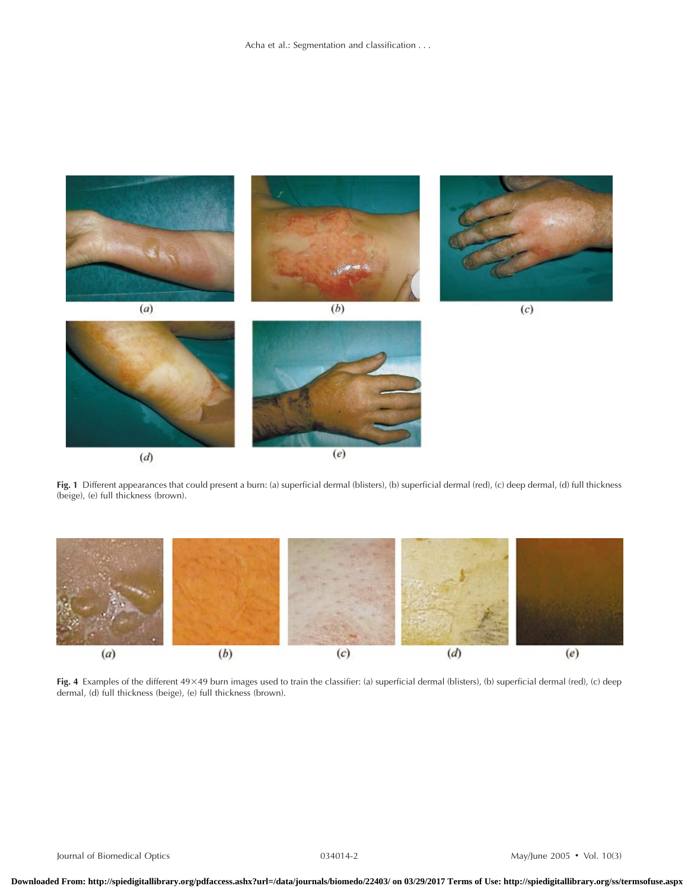Fig. 1 Different appearances that could present a burn: (a) superficial dermal (blisters), (b) superficial dermal (red), (c) deep dermal, (d) full thickness (beige), (e) full thickness (brown).

Fig. 4 Examples of the different 49×49 burn images used to train the classifier: (a) superficial dermal (blisters), (b) superficial dermal (red), (c) deep dermal, (d) full thickness (beige), (e) full thickness (brown).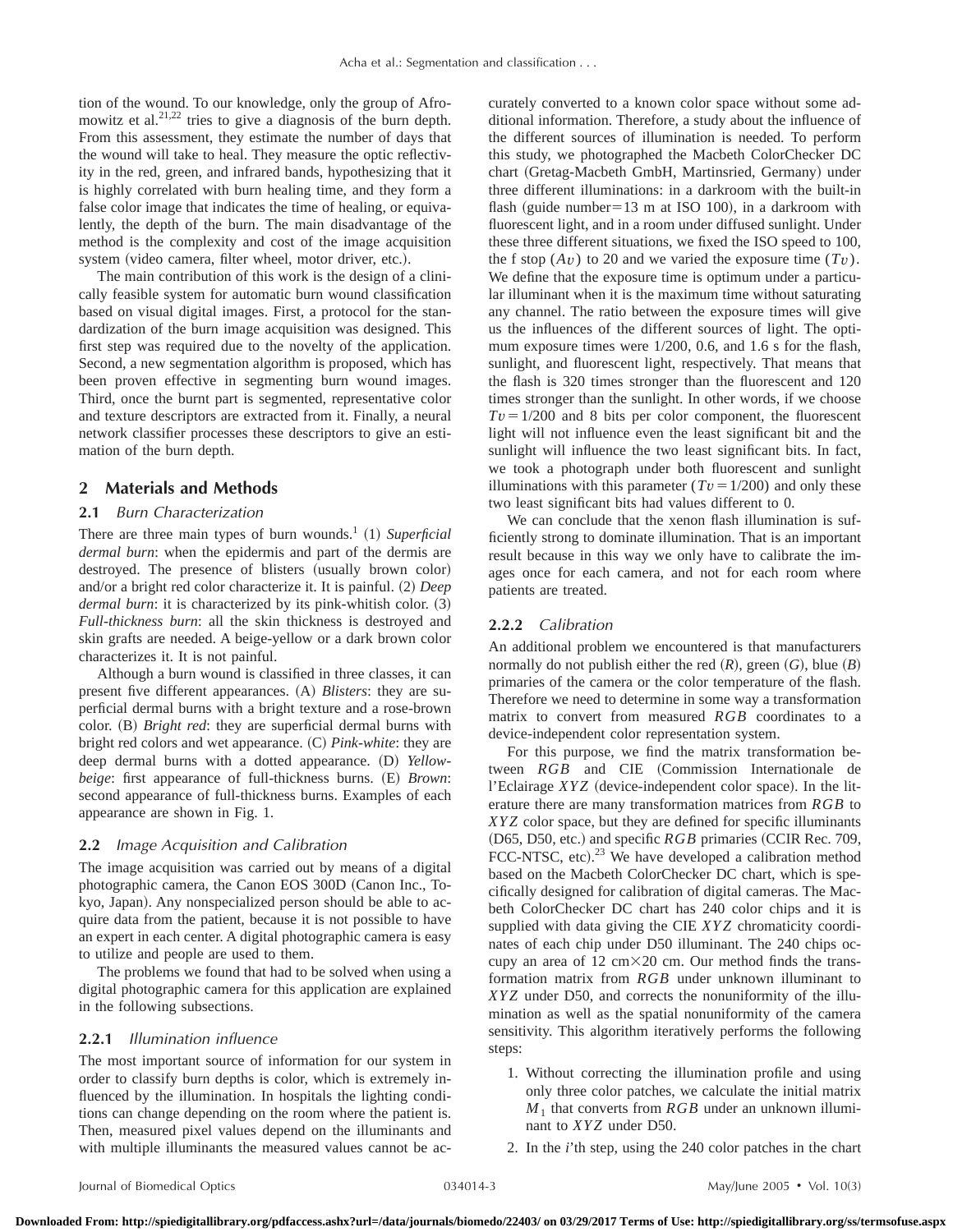tion of the wound. To our knowledge, only the group of Afromowitz et al.[21,22] tries to give a diagnosis of the burn depth. From this assessment, they estimate the number of days that the wound will take to heal. They measure the optic reflectivity in the red, green, and infrared bands, hypothesizing that it is highly correlated with burn healing time, and they form a false color image that indicates the time of healing, or equivalently, the depth of the burn. The main disadvantage of the method is the complexity and cost of the image acquisition system (video camera, filter wheel, motor driver, etc.).

The main contribution of this work is the design of a clinically feasible system for automatic burn wound classification based on visual digital images. First, a protocol for the standardization of the burn image acquisition was designed. This first step was required due to the novelty of the application. Second, a new segmentation algorithm is proposed, which has been proven effective in segmenting burn wound images. Third, once the burnt part is segmented, representative color and texture descriptors are extracted from it. Finally, a neural network classifier processes these descriptors to give an estimation of the burn depth.

## 2 Materials and Methods

### 2.1 *Burn Characterization*

There are three main types of burn wounds.[1] (1) *Superficial dermal burn*: when the epidermis and part of the dermis are destroyed. The presence of blisters (usually brown color) and/or a bright red color characterize it. It is painful. (2) *Deep dermal burn*: it is characterized by its pink-whitish color. (3) *Full-thickness burn*: all the skin thickness is destroyed and skin grafts are needed. A beige-yellow or a dark brown color characterizes it. It is not painful.

Although a burn wound is classified in three classes, it can present five different appearances. (A) *Blisters*: they are superficial dermal burns with a bright texture and a rose-brown color. (B) *Bright red*: they are superficial dermal burns with bright red colors and wet appearance. (C) *Pink-white*: they are deep dermal burns with a dotted appearance. (D) *Yellow-beige*: first appearance of full-thickness burns. (E) *Brown*: second appearance of full-thickness burns. Examples of each appearance are shown in Fig. 1.

### 2.2 *Image Acquisition and Calibration*

The image acquisition was carried out by means of a digital photographic camera, the Canon EOS 300D (Canon Inc., Tokyo, Japan). Any nonspecialized person should be able to acquire data from the patient, because it is not possible to have an expert in each center. A digital photographic camera is easy to utilize and people are used to them.

The problems we found that had to be solved when using a digital photographic camera for this application are explained in the following subsections.

#### 2.2.1 *Illumination influence*

The most important source of information for our system in order to classify burn depths is color, which is extremely influenced by the illumination. In hospitals the lighting conditions can change depending on the room where the patient is. Then, measured pixel values depend on the illuminants and with multiple illuminants the measured values cannot be accurately converted to a known color space without some additional information. Therefore, a study about the influence of the different sources of illumination is needed. To perform this study, we photographed the Macbeth ColorChecker DC chart (Gretag-Macbeth GmbH, Martinsried, Germany) under three different illuminations: in a darkroom with the built-in flash (guide number=13 m at ISO 100), in a darkroom with fluorescent light, and in a room under diffused sunlight. Under these three different situations, we fixed the ISO speed to 100, the f stop $(Av)$ to 20 and we varied the exposure time $(Tv)$. We define that the exposure time is optimum under a particular illuminant when it is the maximum time without saturating any channel. The ratio between the exposure times will give us the influences of the different sources of light. The optimum exposure times were 1/200, 0.6, and 1.6 s for the flash, sunlight, and fluorescent light, respectively. That means that the flash is 320 times stronger than the fluorescent and 120 times stronger than the sunlight. In other words, if we choose $Tv=1/200$ and 8 bits per color component, the fluorescent light will not influence even the least significant bit and the sunlight will influence the two least significant bits. In fact, we took a photograph under both fluorescent and sunlight illuminations with this parameter $(Tv=1/200)$ and only these two least significant bits had values different to 0.

We can conclude that the xenon flash illumination is sufficiently strong to dominate illumination. That is an important result because in this way we only have to calibrate the images once for each camera, and not for each room where patients are treated.

#### 2.2.2 *Calibration*

An additional problem we encountered is that manufacturers normally do not publish either the red $(R)$, green $(G)$, blue $(B)$ primaries of the camera or the color temperature of the flash. Therefore we need to determine in some way a transformation matrix to convert from measured $RGB$ coordinates to a device-independent color representation system.

For this purpose, we find the matrix transformation between $RGB$ and CIE (Commission Internationale de l'Eclairage $XYZ$ (device-independent color space). In the literature there are many transformation matrices from $RGB$ to $XYZ$ color space, but they are defined for specific illuminants (D65, D50, etc.) and specific $RGB$ primaries (CCIR Rec. 709, FCC-NTSC, etc).[23] We have developed a calibration method based on the Macbeth ColorChecker DC chart, which is specifically designed for calibration of digital cameras. The Macbeth ColorChecker DC chart has 240 color chips and it is supplied with data giving the CIE $XYZ$ chromaticity coordinates of each chip under D50 illuminant. The 240 chips occupy an area of 12 cm×20 cm. Our method finds the transformation matrix from $RGB$ under unknown illuminant to $XYZ$ under D50, and corrects the nonuniformity of the illumination as well as the spatial nonuniformity of the camera sensitivity. This algorithm iteratively performs the following steps:

1. Without correcting the illumination profile and using only three color patches, we calculate the initial matrix $M_1$ that converts from $RGB$ under an unknown illuminant to $XYZ$ under D50.
2. In the $i$'th step, using the 240 color patches in the chart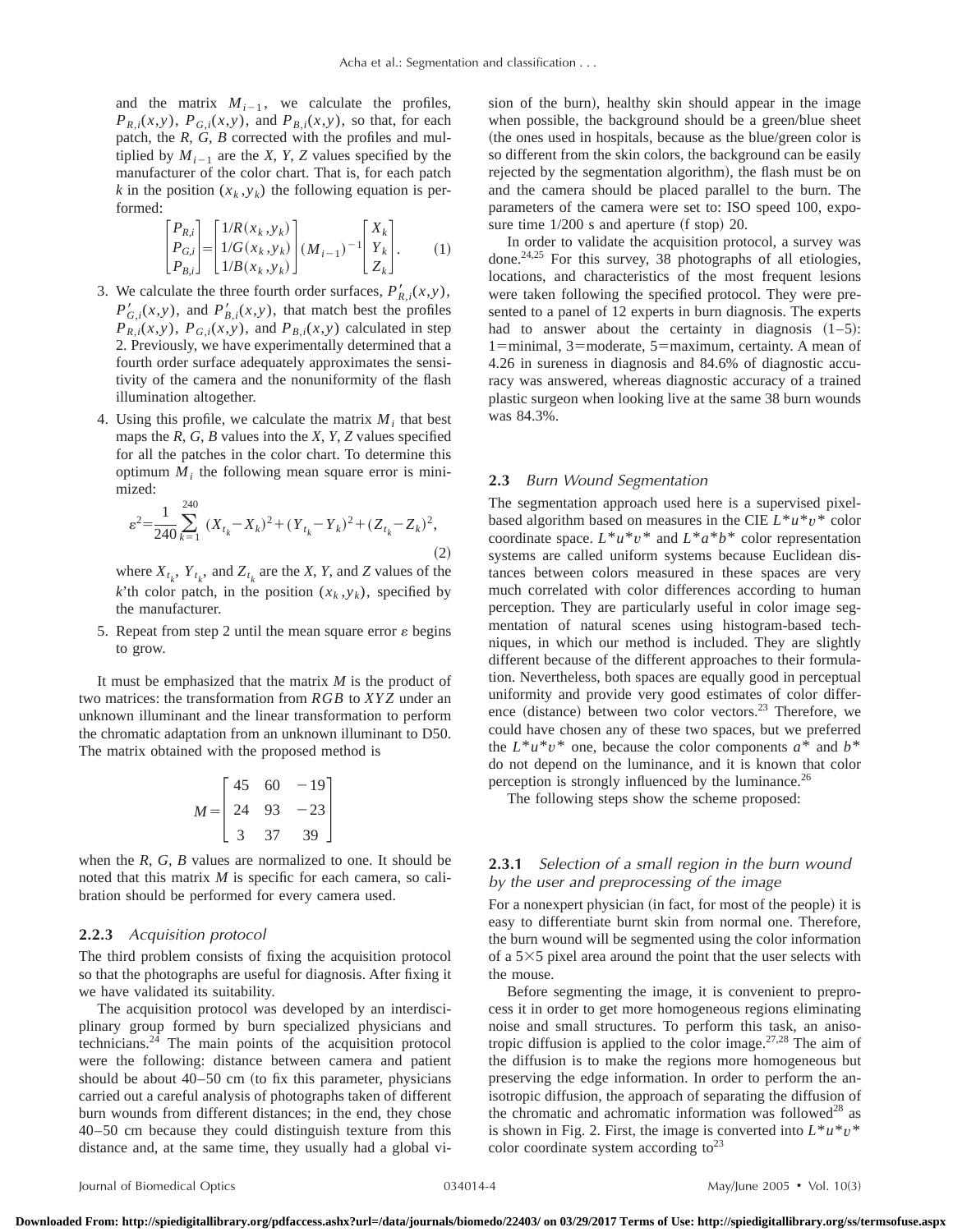and the matrix $M_{i-1}$, we calculate the profiles, $P_{R,i}(x,y)$, $P_{G,i}(x,y)$, and $P_{B,i}(x,y)$, so that, for each patch, the *R*, *G*, *B* corrected with the profiles and multiplied by $M_{i-1}$ are the *X*, *Y*, *Z* values specified by the manufacturer of the color chart. That is, for each patch *k* in the position $(x_k, y_k)$ the following equation is performed:

$$\begin{bmatrix} P_{R,i} \\ P_{G,i} \\ P_{B,i} \end{bmatrix} = \begin{bmatrix} 1/R(x_k,y_k) \\ 1/G(x_k,y_k) \\ 1/B(x_k,y_k) \end{bmatrix} (M_{i-1})^{-1} \begin{bmatrix} X_k \\ Y_k \\ Z_k \end{bmatrix}. \qquad (1)$$

3. We calculate the three fourth order surfaces, $P'_{R,i}(x,y)$, $P'_{G,i}(x,y)$, and $P'_{B,i}(x,y)$, that match best the profiles $P_{R,i}(x,y)$, $P_{G,i}(x,y)$, and $P_{B,i}(x,y)$ calculated in step 2. Previously, we have experimentally determined that a fourth order surface adequately approximates the sensitivity of the camera and the nonuniformity of the flash illumination altogether.
4. Using this profile, we calculate the matrix $M_i$ that best maps the *R*, *G*, *B* values into the *X*, *Y*, *Z* values specified for all the patches in the color chart. To determine this optimum $M_i$ the following mean square error is minimized:

$$\varepsilon^2 = \frac{1}{240} \sum_{k=1}^{240} (X_{t_k} - X_k)^2 + (Y_{t_k} - Y_k)^2 + (Z_{t_k} - Z_k)^2, \qquad (2)$$

   where $X_{t_k}$, $Y_{t_k}$, and $Z_{t_k}$ are the *X*, *Y*, and *Z* values of the *k*'th color patch, in the position $(x_k, y_k)$, specified by the manufacturer.
5. Repeat from step 2 until the mean square error $\varepsilon$ begins to grow.

It must be emphasized that the matrix *M* is the product of two matrices: the transformation from *RGB* to *XYZ* under an unknown illuminant and the linear transformation to perform the chromatic adaptation from an unknown illuminant to D50. The matrix obtained with the proposed method is

$$M = \begin{bmatrix} 45 & 60 & -19 \\ 24 & 93 & -23 \\ 3 & 37 & 39 \end{bmatrix}$$

when the *R*, *G*, *B* values are normalized to one. It should be noted that this matrix *M* is specific for each camera, so calibration should be performed for every camera used.

#### 2.2.3 *Acquisition protocol*

The third problem consists of fixing the acquisition protocol so that the photographs are useful for diagnosis. After fixing it we have validated its suitability.

The acquisition protocol was developed by an interdisciplinary group formed by burn specialized physicians and technicians.[24] The main points of the acquisition protocol were the following: distance between camera and patient should be about 40–50 cm (to fix this parameter, physicians carried out a careful analysis of photographs taken of different burn wounds from different distances; in the end, they chose 40–50 cm because they could distinguish texture from this distance and, at the same time, they usually had a global vision of the burn), healthy skin should appear in the image when possible, the background should be a green/blue sheet (the ones used in hospitals, because as the blue/green color is so different from the skin colors, the background can be easily rejected by the segmentation algorithm), the flash must be on and the camera should be placed parallel to the burn. The parameters of the camera were set to: ISO speed 100, exposure time 1/200 s and aperture (f stop) 20.

In order to validate the acquisition protocol, a survey was done.[24,25] For this survey, 38 photographs of all etiologies, locations, and characteristics of the most frequent lesions were taken following the specified protocol. They were presented to a panel of about 12 experts in burn diagnosis. The experts had to answer about the certainty in diagnosis (1–5): 1=minimal, 3=moderate, 5=maximum, certainty. A mean of 4.26 in sureness in diagnosis and 84.6% of diagnostic accuracy was answered, whereas diagnostic accuracy of a trained plastic surgeon when looking live at the same 38 burn wounds was 84.3%.

### 2.3 *Burn Wound Segmentation*

The segmentation approach used here is a supervised pixel-based algorithm based on measures in the CIE $L^*u^*v^*$ color coordinate space. $L^*u^*v^*$ and $L^*a^*b^*$ color representation systems are called uniform systems because Euclidean distances between colors measured in these spaces are very much correlated with color differences according to human perception. They are particularly useful in color image segmentation of natural scenes using histogram-based techniques, in which our method is included. They are slightly different because of the different approaches to their formulation. Nevertheless, both spaces are equally good in perceptual uniformity and provide very good estimates of color difference (distance) between two color vectors.[23] Therefore, we could have chosen any of these two spaces, but we preferred the $L^*u^*v^*$ one, because the color components $a^*$ and $b^*$ do not depend on the luminance, and it is known that color perception is strongly influenced by the luminance.[26]

The following steps show the scheme proposed:

#### 2.3.1 *Selection of a small region in the burn wound by the user and preprocessing of the image*

For a nonexpert physician (in fact, for most of the people) it is easy to differentiate burnt skin from normal one. Therefore, the burn wound will be segmented using the color information of a 5×5 pixel area around the point that the user selects with the mouse.

Before segmenting the image, it is convenient to preprocess it in order to get more homogeneous regions eliminating noise and small structures. To perform this task, an anisotropic diffusion is applied to the color image.[27,28] The aim of the diffusion is to make the regions more homogeneous but preserving the edge information. In order to perform the anisotropic diffusion, the approach of separating the diffusion of the chromatic and achromatic information was followed[28] as is shown in Fig. 2. First, the image is converted into $L^*u^*v^*$ color coordinate system according to[23]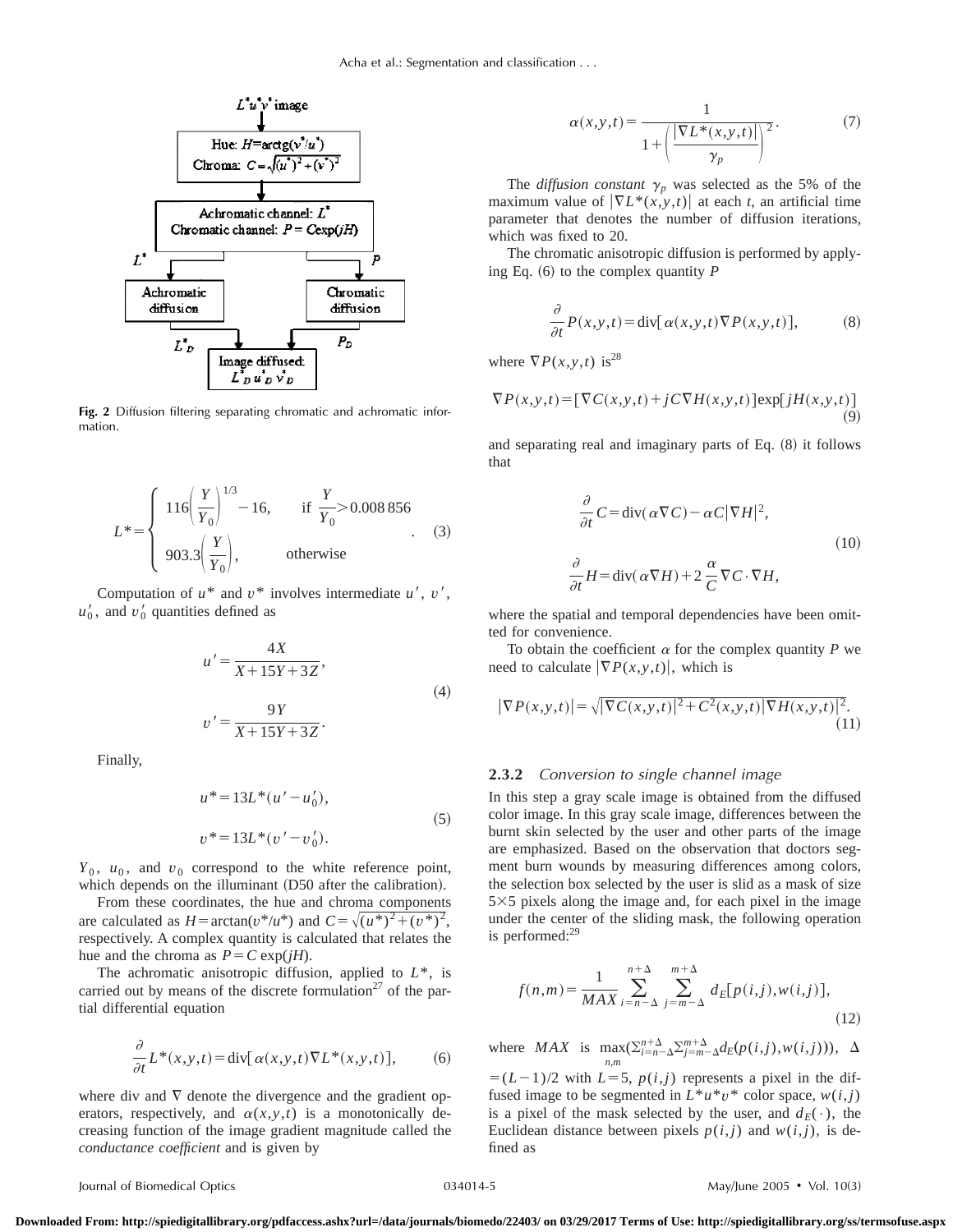Fig. 2 Diffusion filtering separating chromatic and achromatic information.

$$L^* = \begin{cases} 116\left(\frac{Y}{Y_0}\right)^{1/3} - 16, & \text{if } \frac{Y}{Y_0} > 0.008\,856 \\ 903.3\left(\frac{Y}{Y_0}\right), & \text{otherwise} \end{cases} . \quad (3)$$

Computation of $u^*$ and $v^*$ involves intermediate $u'$, $v'$, $u_0'$, and $v_0'$ quantities defined as

$$u' = \frac{4X}{X + 15Y + 3Z},$$
$$v' = \frac{9Y}{X + 15Y + 3Z}. \quad (4)$$

Finally,

$$u^* = 13L^*(u' - u_0'),$$
$$v^* = 13L^*(v' - v_0'). \quad (5)$$

$Y_0$, $u_0$, and $v_0$ correspond to the white reference point, which depends on the illuminant (D50 after the calibration).

From these coordinates, the hue and chroma components are calculated as $H = \arctan(v^*/u^*)$ and $C = \sqrt{(u^*)^2 + (v^*)^2}$, respectively. A complex quantity is calculated that relates the hue and the chroma as $P = C\exp(jH)$.

The achromatic anisotropic diffusion, applied to $L^*$, is carried out by means of the discrete formulation[27] of the partial differential equation

$$\frac{\partial}{\partial t} L^*(x,y,t) = \mathrm{div}[\alpha(x,y,t)\nabla L^*(x,y,t)], \quad (6)$$

where div and $\nabla$ denote the divergence and the gradient operators, respectively, and $\alpha(x,y,t)$ is a monotonically decreasing function of the image gradient magnitude called the *conductance coefficient* and is given by

$$\alpha(x,y,t) = \frac{1}{1 + \left(\frac{|\nabla L^*(x,y,t)|}{\gamma_p}\right)^2}. \quad (7)$$

The *diffusion constant* $\gamma_p$ was selected as the 5% of the maximum value of $|\nabla L^*(x,y,t)|$ at each $t$, an artificial time parameter that denotes the number of diffusion iterations, which was fixed to 20.

The chromatic anisotropic diffusion is performed by applying Eq. (6) to the complex quantity $P$

$$\frac{\partial}{\partial t} P(x,y,t) = \mathrm{div}[\alpha(x,y,t)\nabla P(x,y,t)], \quad (8)$$

where $\nabla P(x,y,t)$ is[28]

$$\nabla P(x,y,t) = [\nabla C(x,y,t) + jC\nabla H(x,y,t)]\exp[jH(x,y,t)] \quad (9)$$

and separating real and imaginary parts of Eq. (8) it follows that

$$\frac{\partial}{\partial t} C = \mathrm{div}(\alpha\nabla C) - \alpha C|\nabla H|^2,$$
$$\frac{\partial}{\partial t} H = \mathrm{div}(\alpha\nabla H) + 2\frac{\alpha}{C}\nabla C \cdot \nabla H, \quad (10)$$

where the spatial and temporal dependencies have been omitted for convenience.

To obtain the coefficient $\alpha$ for the complex quantity $P$ we need to calculate $|\nabla P(x,y,t)|$, which is

$$|\nabla P(x,y,t)| = \sqrt{|\nabla C(x,y,t)|^2 + C^2(x,y,t)|\nabla H(x,y,t)|^2}. \quad (11)$$

### 2.3.2 *Conversion to single channel image*

In this step a gray scale image is obtained from the diffused color image. In this gray scale image, differences between the burnt skin selected by the user and other parts of the image are emphasized. Based on the observation that doctors segment burn wounds by measuring differences among colors, the selection box selected by the user is slid as a mask of size 5×5 pixels along the image and, for each pixel in the image under the center of the sliding mask, the following operation is performed:[29]

$$f(n,m) = \frac{1}{MAX} \sum_{i=n-\Delta}^{n+\Delta} \sum_{j=m-\Delta}^{m+\Delta} d_E[p(i,j), w(i,j)], \quad (12)$$

where $MAX$ is $\max_{n,m}(\sum_{i=n-\Delta}^{n+\Delta}\sum_{j=m-\Delta}^{m+\Delta} d_E(p(i,j),w(i,j)))$, $\Delta = (L-1)/2$ with $L=5$, $p(i,j)$ represents a pixel in the diffused image to be segmented in $L^*u^*v^*$ color space, $w(i,j)$ is a pixel of the mask selected by the user, and $d_E(\cdot)$, the Euclidean distance between pixels $p(i,j)$ and $w(i,j)$, is defined as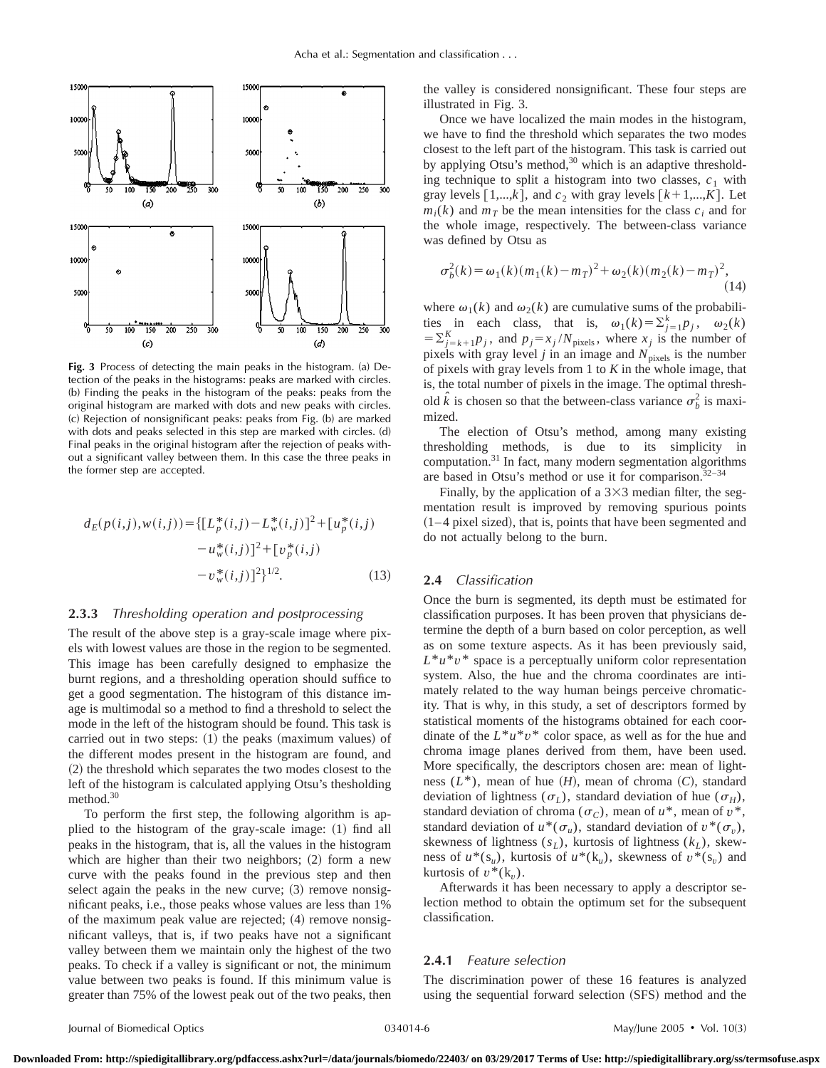**Fig. 3** Process of detecting the main peaks in the histogram. (a) Detection of the peaks in the histograms: peaks are marked with circles. (b) Finding the peaks in the histogram of the peaks: peaks from the original histogram are marked with dots and new peaks with circles. (c) Rejection of nonsignificant peaks: peaks from Fig. (b) are marked with dots and peaks selected in this step are marked with circles. (d) Final peaks in the original histogram after the rejection of peaks without a significant valley between them. In this case the three peaks in the former step are accepted.

$$d_E(p(i,j),w(i,j)) = \{[L_p^*(i,j) - L_w^*(i,j)]^2 + [u_p^*(i,j) - u_w^*(i,j)]^2 + [v_p^*(i,j) - v_w^*(i,j)]^2\}^{1/2}. \quad (13)$$

### 2.3.3 *Thresholding operation and postprocessing*

The result of the above step is a gray-scale image where pixels with lowest values are those in the region to be segmented. This image has been carefully designed to emphasize the burnt regions, and a thresholding operation should suffice to get a good segmentation. The histogram of this distance image is multimodal so a method to find a threshold to select the mode in the left of the histogram should be found. This task is carried out in two steps: (1) the peaks (maximum values) of the different modes present in the histogram are found, and (2) the threshold which separates the two modes closest to the left of the histogram is calculated applying Otsu's thesholding method.[30]

To perform the first step, the following algorithm is applied to the histogram of the gray-scale image: (1) find all peaks in the histogram, that is, all the values in the histogram which are higher than their two neighbors; (2) form a new curve with the peaks found in the previous step and then select again the peaks in the new curve; (3) remove nonsignificant peaks, i.e., those peaks whose values are less than 1% of the maximum peak value are rejected; (4) remove nonsignificant valleys, that is, if two peaks have not a significant valley between them we maintain only the highest of the two peaks. To check if a valley is significant or not, the minimum value between two peaks is found. If this minimum value is greater than 75% of the lowest peak out of the two peaks, then the valley is considered nonsignificant. These four steps are illustrated in Fig. 3.

Once we have localized the main modes in the histogram, we have to find the threshold which separates the two modes closest to the left part of the histogram. This task is carried out by applying Otsu's method,[30] which is an adaptive thresholding technique to split a histogram into two classes, $c_1$ with gray levels $[1,...,k]$, and $c_2$ with gray levels $[k+1,...,K]$. Let $m_i(k)$ and $m_T$ be the mean intensities for the class $c_i$ and for the whole image, respectively. The between-class variance was defined by Otsu as

$$\sigma_b^2(k) = \omega_1(k)(m_1(k) - m_T)^2 + \omega_2(k)(m_2(k) - m_T)^2, \quad (14)$$

where $\omega_1(k)$ and $\omega_2(k)$ are cumulative sums of the probabilities in each class, that is, $\omega_1(k) = \sum_{j=1}^{k} p_j$, $\omega_2(k) = \sum_{j=k+1}^{K} p_j$, and $p_j = x_j / N_{\text{pixels}}$, where $x_j$ is the number of pixels with gray level $j$ in an image and $N_{\text{pixels}}$ is the number of pixels with gray levels from 1 to $K$ in the whole image, that is, the total number of pixels in the image. The optimal threshold $\hat{k}$ is chosen so that the between-class variance $\sigma_b^2$ is maximized.

The election of Otsu's method, among many existing thresholding methods, is due to its simplicity in computation.[31] In fact, many modern segmentation algorithms are based in Otsu's method or use it for comparison.[32–34]

Finally, by the application of a $3\times3$ median filter, the segmentation result is improved by removing spurious points (1–4 pixel sized), that is, points that have been segmented and do not actually belong to the burn.

## 2.4 *Classification*

Once the burn is segmented, its depth must be estimated for classification purposes. It has been proven that physicians determine the depth of a burn based on color perception, as well as on some texture aspects. As it has been previously said, $L^*u^*v^*$ space is a perceptually uniform color representation system. Also, the hue and the chroma coordinates are intimately related to the way human beings perceive chromaticity. That is why, in this study, a set of descriptors formed by statistical moments of the histograms obtained for each coordinate of the $L^*u^*v^*$ color space, as well as for the hue and chroma image planes derived from them, have been used. More specifically, the descriptors chosen are: mean of lightness ($L^*$), mean of hue ($H$), mean of chroma ($C$), standard deviation of lightness ($\sigma_L$), standard deviation of hue ($\sigma_H$), standard deviation of chroma ($\sigma_C$), mean of $u^*$, mean of $v^*$, standard deviation of $u^*(\sigma_u)$, standard deviation of $v^*(\sigma_v)$, skewness of lightness ($s_L$), kurtosis of lightness ($k_L$), skewness of $u^*(s_u)$, kurtosis of $u^*(k_u)$, skewness of $v^*(s_v)$ and kurtosis of $v^*(k_v)$.

Afterwards it has been necessary to apply a descriptor selection method to obtain the optimum set for the subsequent classification.

### 2.4.1 *Feature selection*

The discrimination power of these 16 features is analyzed using the sequential forward selection (SFS) method and the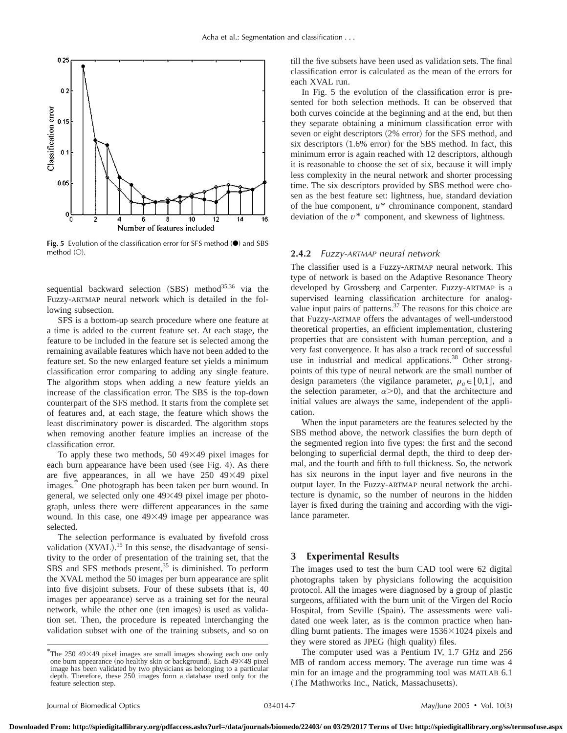Fig. 5 Evolution of the classification error for SFS method (●) and SBS method (○).

sequential backward selection (SBS) method[35,36] via the Fuzzy-ARTMAP neural network which is detailed in the following subsection.

SFS is a bottom-up search procedure where one feature at a time is added to the current feature set. At each stage, the feature to be included in the feature set is selected among the remaining available features which have not been added to the feature set. So the new enlarged feature set yields a minimum classification error comparing to adding any single feature. The algorithm stops when adding a new feature yields an increase of the classification error. The SBS is the top-down counterpart of the SFS method. It starts from the complete set of features and, at each stage, the feature which shows the least discriminatory power is discarded. The algorithm stops when removing another feature implies an increase of the classification error.

To apply these two methods, 50 49×49 pixel images for each burn appearance have been used (see Fig. 4). As there are five appearances, in all we have 250 49×49 pixel images.* One photograph has been taken per burn wound. In general, we selected only one 49×49 pixel image per photograph, unless there were different appearances in the same wound. In this case, one 49×49 image per appearance was selected.

The selection performance is evaluated by fivefold cross validation (XVAL).[15] In this sense, the disadvantage of sensitivity to the order of presentation of the training set, that the SBS and SFS methods present,[35] is diminished. To perform the XVAL method the 50 images per burn appearance are split into five disjoint subsets. Four of these subsets (that is, 40 images per appearance) serve as a training set for the neural network, while the other one (ten images) is used as validation set. Then, the procedure is repeated interchanging the validation subset with one of the training subsets, and so on till the five subsets have been used as validation sets. The final classification error is calculated as the mean of the errors for each XVAL run.

In Fig. 5 the evolution of the classification error is presented for both selection methods. It can be observed that both curves coincide at the beginning and at the end, but then they separate obtaining a minimum classification error with seven or eight descriptors (2% error) for the SFS method, and six descriptors (1.6% error) for the SBS method. In fact, this minimum error is again reached with 12 descriptors, although it is reasonable to choose the set of six, because it will imply less complexity in the neural network and shorter processing time. The six descriptors provided by SBS method were chosen as the best feature set: lightness, hue, standard deviation of the hue component, $u^*$ chrominance component, standard deviation of the $v^*$ component, and skewness of lightness.

### 2.4.2 *Fuzzy-ARTMAP neural network*

The classifier used is a Fuzzy-ARTMAP neural network. This type of network is based on the Adaptive Resonance Theory developed by Grossberg and Carpenter. Fuzzy-ARTMAP is a supervised learning classification architecture for analog-value input pairs of patterns.[37] The reasons for this choice are that Fuzzy-ARTMAP offers the advantages of well-understood theoretical properties, an efficient implementation, clustering properties that are consistent with human perception, and a very fast convergence. It has also a track record of successful use in industrial and medical applications.[38] Other strongpoints of this type of neural network are the small number of design parameters (the vigilance parameter, $\rho_a \in [0,1]$, and the selection parameter, $\alpha > 0$), and that the architecture and initial values are always the same, independent of the application.

When the input parameters are the features selected by the SBS method above, the network classifies the burn depth of the segmented region into five types: the first and the second belonging to superficial dermal depth, the third to deep dermal, and the fourth and fifth to full thickness. So, the network has six neurons in the input layer and five neurons in the output layer. In the Fuzzy-ARTMAP neural network the architecture is dynamic, so the number of neurons in the hidden layer is fixed during the training and according with the vigilance parameter.

## 3 Experimental Results

The images used to test the burn CAD tool were 62 digital photographs taken by physicians following the acquisition protocol. All the images were diagnosed by a group of plastic surgeons, affiliated with the burn unit of the Virgen del Rocío Hospital, from Seville (Spain). The assessments were validated one week later, as is the common practice when handling burnt patients. The images were 1536×1024 pixels and they were stored as JPEG (high quality) files.

The computer used was a Pentium IV, 1.7 GHz and 256 MB of random access memory. The average run time was 4 min for an image and the programming tool was MATLAB 6.1 (The Mathworks Inc., Natick, Massachusetts).

*The 250 49×49 pixel images are small images showing each one only one burn appearance (no healthy skin or background). Each 49×49 pixel image has been validated by two physicians as belonging to a particular depth. Therefore, these 250 images form a database used only for the feature selection step.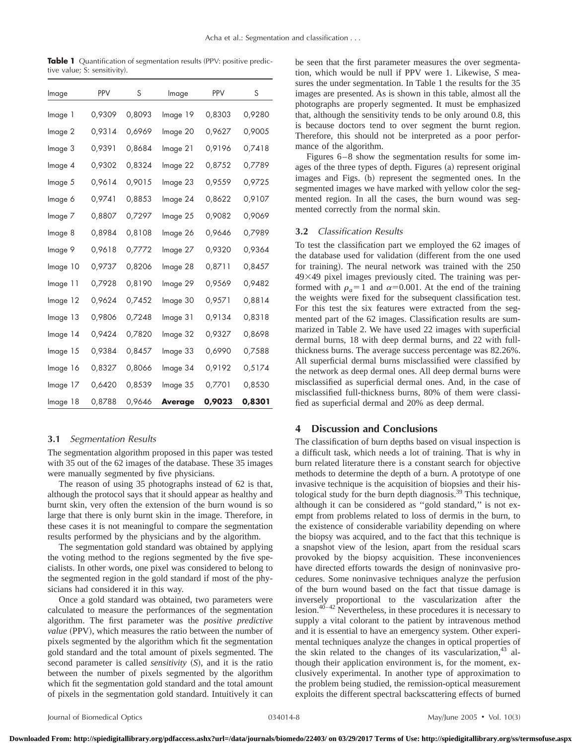**Table 1** Quantification of segmentation results (PPV: positive predictive value; S: sensitivity).

| Image | PPV | S | Image | PPV | S |
|---|---|---|---|---|---|
| Image 1 | 0,9309 | 0,8093 | Image 19 | 0,8303 | 0,9280 |
| Image 2 | 0,9314 | 0,6969 | Image 20 | 0,9627 | 0,9005 |
| Image 3 | 0,9391 | 0,8684 | Image 21 | 0,9196 | 0,7418 |
| Image 4 | 0,9302 | 0,8324 | Image 22 | 0,8752 | 0,7789 |
| Image 5 | 0,9614 | 0,9015 | Image 23 | 0,9559 | 0,9725 |
| Image 6 | 0,9741 | 0,8853 | Image 24 | 0,8622 | 0,9107 |
| Image 7 | 0,8807 | 0,7297 | Image 25 | 0,9082 | 0,9069 |
| Image 8 | 0,8984 | 0,8108 | Image 26 | 0,9646 | 0,7989 |
| Image 9 | 0,9618 | 0,7772 | Image 27 | 0,9320 | 0,9364 |
| Image 10 | 0,9737 | 0,8206 | Image 28 | 0,8711 | 0,8457 |
| Image 11 | 0,7928 | 0,8190 | Image 29 | 0,9569 | 0,9482 |
| Image 12 | 0,9624 | 0,7452 | Image 30 | 0,9571 | 0,8814 |
| Image 13 | 0,9806 | 0,7248 | Image 31 | 0,9134 | 0,8318 |
| Image 14 | 0,9424 | 0,7820 | Image 32 | 0,9327 | 0,8698 |
| Image 15 | 0,9384 | 0,8457 | Image 33 | 0,6990 | 0,7588 |
| Image 16 | 0,8327 | 0,8066 | Image 34 | 0,9192 | 0,5174 |
| Image 17 | 0,6420 | 0,8539 | Image 35 | 0,7701 | 0,8530 |
| Image 18 | 0,8788 | 0,9646 | **Average** | **0,9023** | **0,8301** |

### 3.1 *Segmentation Results*

The segmentation algorithm proposed in this paper was tested with 35 out of the 62 images of the database. These 35 images were manually segmented by five physicians.

The reason of using 35 photographs instead of 62 is that, although the protocol says that it should appear as healthy and burnt skin, very often the extension of the burn wound is so large that there is only burnt skin in the image. Therefore, in these cases it is not meaningful to compare the segmentation results performed by the physicians and by the algorithm.

The segmentation gold standard was obtained by applying the voting method to the regions segmented by the five specialists. In other words, one pixel was considered to belong to the segmented region in the gold standard if most of the physicians had considered it in this way.

Once a gold standard was obtained, two parameters were calculated to measure the performances of the segmentation algorithm. The first parameter was the *positive predictive value* (PPV), which measures the ratio between the number of pixels segmented by the algorithm which fit the segmentation gold standard and the total amount of pixels segmented. The second parameter is called *sensitivity* ($S$), and it is the ratio between the number of pixels segmented by the algorithm which fit the segmentation gold standard and the total amount of pixels in the segmentation gold standard. Intuitively it can be seen that the first parameter measures the over segmentation, which would be null if PPV were 1. Likewise, $S$ measures the under segmentation. In Table 1 the results for the 35 images are presented. As is shown in this table, almost all the photographs are properly segmented. It must be emphasized that, although the sensitivity tends to be only around 0.8, this is because doctors tend to over segment the burnt region. Therefore, this should not be interpreted as a poor performance of the algorithm.

Figures 6–8 show the segmentation results for some images of the three types of depth. Figures (a) represent original images and Figs. (b) represent the segmented ones. In the segmented images we have marked with yellow color the segmented region. In all the cases, the burn wound was segmented correctly from the normal skin.

### 3.2 *Classification Results*

To test the classification part we employed the 62 images of the database used for validation (different from the one used for training). The neural network was trained with the 250 $49\times49$ pixel images previously cited. The training was performed with $\rho_a=1$ and $\alpha=0.001$. At the end of the training the weights were fixed for the subsequent classification test. For this test the six features were extracted from the segmented part of the 62 images. Classification results are summarized in Table 2. We have used 22 images with superficial dermal burns, 18 with deep dermal burns, and 22 with full-thickness burns. The average success percentage was 82.26%. All superficial dermal burns misclassified were classified by the network as deep dermal ones. All deep dermal burns were misclassified as superficial dermal ones. And, in the case of misclassified full-thickness burns, 80% of them were classified as superficial dermal and 20% as deep dermal.

## 4 Discussion and Conclusions

The classification of burn depths based on visual inspection is a difficult task, which needs a lot of training. That is why in burn related literature there is a constant search for objective methods to determine the depth of a burn. A prototype of one invasive technique is the acquisition of biopsies and their histological study for the burn depth diagnosis.[39] This technique, although it can be considered as "gold standard," is not exempt from problems related to loss of dermis in the burn, to the existence of considerable variability depending on where the biopsy was acquired, and to the fact that this technique is a snapshot view of the lesion, apart from the residual scars provoked by the biopsy acquisition. These inconveniences have directed efforts towards the design of noninvasive procedures. Some noninvasive techniques analyze the perfusion of the burn wound based on the fact that tissue damage is inversely proportional to the vascularization after the lesion.[40–42] Nevertheless, in these procedures it is necessary to supply a vital colorant to the patient by intravenous method and it is essential to have an emergency system. Other experimental techniques analyze the changes in optical properties of the skin related to the changes of its vascularization,[43] although their application environment is, for the moment, exclusively experimental. In another type of approximation to the problem being studied, the remission-optical measurement exploits the different spectral backscattering effects of burned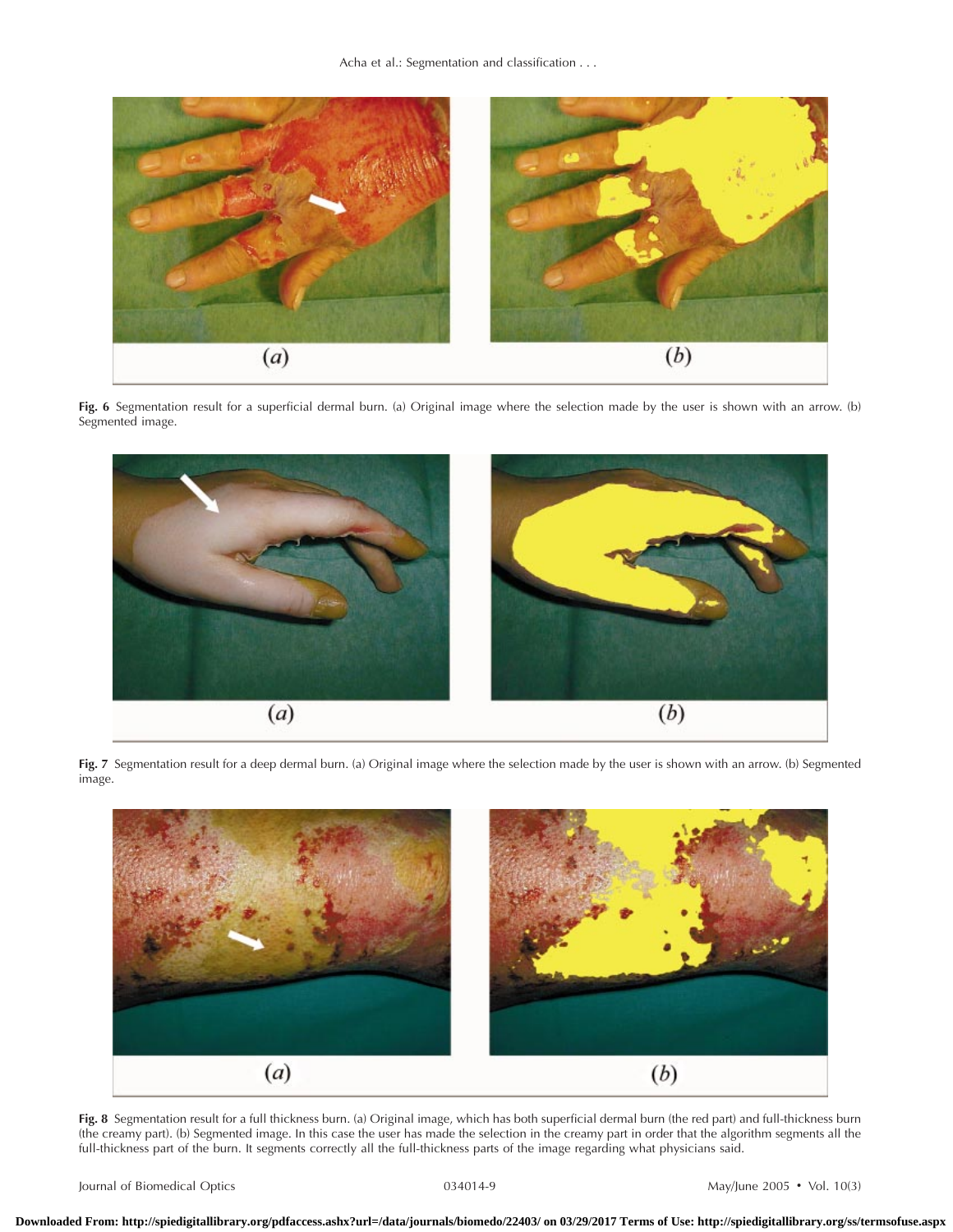**Fig. 6** Segmentation result for a superficial dermal burn. (a) Original image where the selection made by the user is shown with an arrow. (b) Segmented image.

**Fig. 7** Segmentation result for a deep dermal burn. (a) Original image where the selection made by the user is shown with an arrow. (b) Segmented image.

**Fig. 8** Segmentation result for a full thickness burn. (a) Original image, which has both superficial dermal burn (the red part) and full-thickness burn (the creamy part). (b) Segmented image. In this case the user has made the selection in the creamy part in order that the algorithm segments all the full-thickness part of the burn. It segments correctly all the full-thickness parts of the image regarding what physicians said.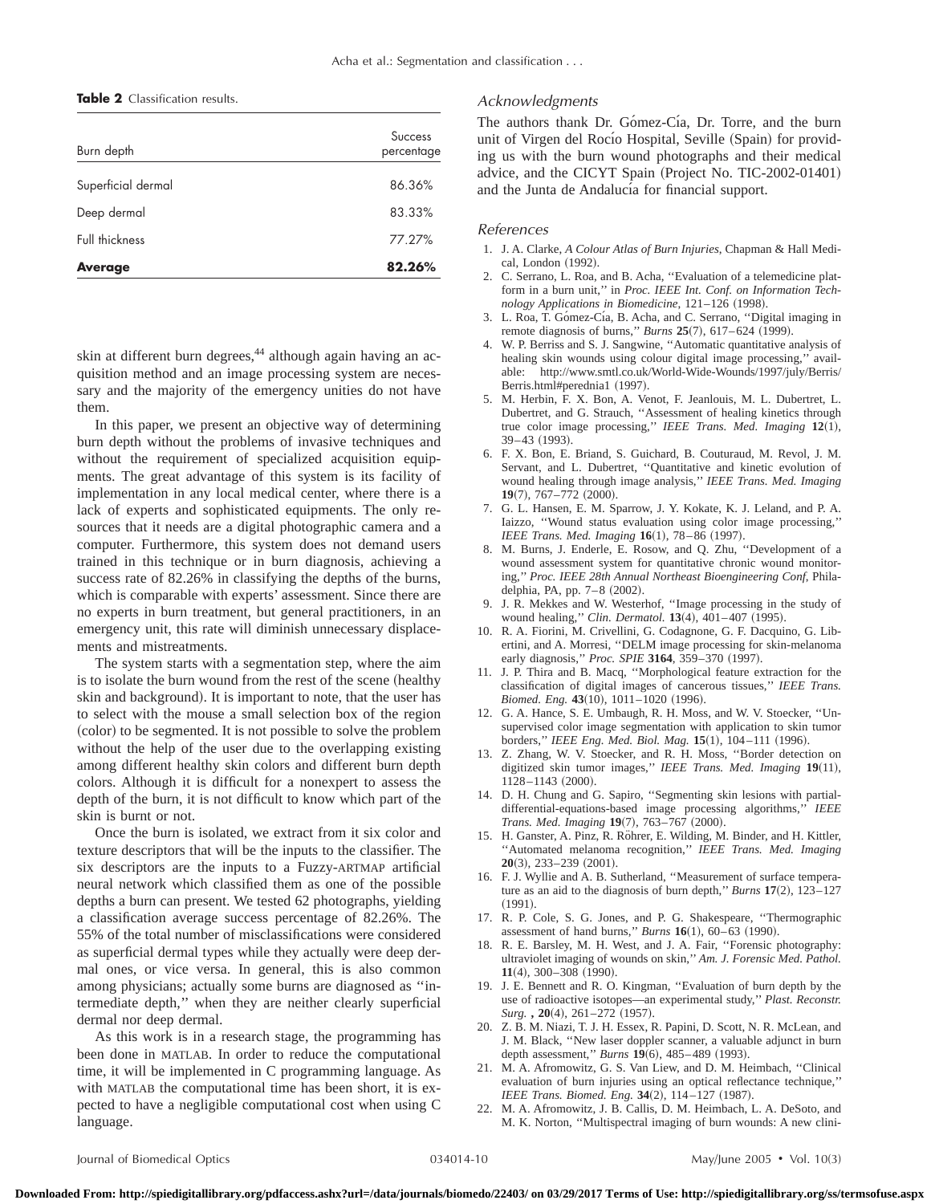**Table 2** Classification results.

| Burn depth | Success percentage |
|---|---|
| Superficial dermal | 86.36% |
| Deep dermal | 83.33% |
| Full thickness | 77.27% |
| **Average** | **82.26%** |

skin at different burn degrees,[44] although again having an acquisition method and an image processing system are necessary and the majority of the emergency unities do not have them.

In this paper, we present an objective way of determining burn depth without the problems of invasive techniques and without the requirement of specialized acquisition equipments. The great advantage of this system is its facility of implementation in any local medical center, where there is a lack of experts and sophisticated equipments. The only resources that it needs are a digital photographic camera and a computer. Furthermore, this system does not demand users trained in this technique or in burn diagnosis, achieving a success rate of 82.26% in classifying the depths of the burns, which is comparable with experts' assessment. Since there are no experts in burn treatment, but general practitioners, in an emergency unit, this rate will diminish unnecessary displacements and mistreatments.

The system starts with a segmentation step, where the aim is to isolate the burn wound from the rest of the scene (healthy skin and background). It is important to note, that the user has to select with the mouse a small selection box of the region (color) to be segmented. It is not possible to solve the problem without the help of the user due to the overlapping existing among different healthy skin colors and different burn depth colors. Although it is difficult for a nonexpert to assess the depth of the burn, it is not difficult to know which part of the skin is burnt or not.

Once the burn is isolated, we extract from it six color and texture descriptors that will be the inputs to the classifier. The six descriptors are the inputs to a Fuzzy-ARTMAP artificial neural network which classified them as one of the possible depths a burn can present. We tested 62 photographs, yielding a classification average success percentage of 82.26%. The 55% of the total number of misclassifications were considered as superficial dermal types while they actually were deep dermal ones, or vice versa. In general, this is also common among physicians; actually some burns are diagnosed as "intermediate depth," when they are neither clearly superficial dermal nor deep dermal.

As this work is in a research stage, the programming has been done in MATLAB. In order to reduce the computational time, it will be implemented in C programming language. As with MATLAB the computational time has been short, it is expected to have a negligible computational cost when using C language.

## Acknowledgments

The authors thank Dr. Gómez-Cía, Dr. Torre, and the burn unit of Virgen del Rocío Hospital, Seville (Spain) for providing us with the burn wound photographs and their medical advice, and the CICYT Spain (Project No. TIC-2002-01401) and the Junta de Andalucía for financial support.

## References

1. J. A. Clarke, *A Colour Atlas of Burn Injuries*, Chapman & Hall Medical, London (1992).
2. C. Serrano, L. Roa, and B. Acha, "Evaluation of a telemedicine platform in a burn unit," in *Proc. IEEE Int. Conf. on Information Technology Applications in Biomedicine*, 121–126 (1998).
3. L. Roa, T. Gómez-Cía, B. Acha, and C. Serrano, "Digital imaging in remote diagnosis of burns," *Burns* **25**(7), 617–624 (1999).
4. W. P. Berriss and S. J. Sangwine, "Automatic quantitative analysis of healing skin wounds using colour digital image processing," available: http://www.smtl.co.uk/World-Wide-Wounds/1997/july/Berris/Berris.html#perednia1 (1997).
5. M. Herbin, F. X. Bon, A. Venot, F. Jeanlouis, M. L. Dubertret, L. Dubertret, and G. Strauch, "Assessment of healing kinetics through true color image processing," *IEEE Trans. Med. Imaging* **12**(1), 39–43 (1993).
6. F. X. Bon, E. Briand, S. Guichard, B. Couturaud, M. Revol, J. M. Servant, and L. Dubertret, "Quantitative and kinetic evolution of wound healing through image analysis," *IEEE Trans. Med. Imaging* **19**(7), 767–772 (2000).
7. G. L. Hansen, E. M. Sparrow, J. Y. Kokate, K. J. Leland, and P. A. Iaizzo, "Wound status evaluation using color image processing," *IEEE Trans. Med. Imaging* **16**(1), 78–86 (1997).
8. M. Burns, J. Enderle, E. Rosow, and Q. Zhu, "Development of a wound assessment system for quantitative chronic wound monitoring," *Proc. IEEE 28th Annual Northeast Bioengineering Conf*, Philadelphia, PA, pp. 7–8 (2002).
9. J. R. Mekkes and W. Westerhof, "Image processing in the study of wound healing," *Clin. Dermatol.* **13**(4), 401–407 (1995).
10. R. A. Fiorini, M. Crivellini, G. Codagnone, G. F. Dacquino, G. Libertini, and A. Morresi, "DELM image processing for skin-melanoma early diagnosis," *Proc. SPIE* **3164**, 359–370 (1997).
11. J. P. Thira and B. Macq, "Morphological feature extraction for the classification of digital images of cancerous tissues," *IEEE Trans. Biomed. Eng.* **43**(10), 1011–1020 (1996).
12. G. A. Hance, S. E. Umbaugh, R. H. Moss, and W. V. Stoecker, "Unsupervised color image segmentation with application to skin tumor borders," *IEEE Eng. Med. Biol. Mag.* **15**(1), 104–111 (1996).
13. Z. Zhang, W. V. Stoecker, and R. H. Moss, "Border detection on digitized skin tumor images," *IEEE Trans. Med. Imaging* **19**(11), 1128–1143 (2000).
14. D. H. Chung and G. Sapiro, "Segmenting skin lesions with partial-differential-equations-based image processing algorithms," *IEEE Trans. Med. Imaging* **19**(7), 763–767 (2000).
15. H. Ganster, A. Pinz, R. Röhrer, E. Wilding, M. Binder, and H. Kittler, "Automated melanoma recognition," *IEEE Trans. Med. Imaging* **20**(3), 233–239 (2001).
16. F. J. Wyllie and A. B. Sutherland, "Measurement of surface temperature as an aid to the diagnosis of burn depth," *Burns* **17**(2), 123–127 (1991).
17. R. P. Cole, S. G. Jones, and P. G. Shakespeare, "Thermographic assessment of hand burns," *Burns* **16**(1), 60–63 (1990).
18. R. E. Barsley, M. H. West, and J. A. Fair, "Forensic photography: ultraviolet imaging of wounds on skin," *Am. J. Forensic Med. Pathol.* **11**(4), 300–308 (1990).
19. J. E. Bennett and R. O. Kingman, "Evaluation of burn depth by the use of radioactive isotopes—an experimental study," *Plast. Reconstr. Surg.*, **20**(4), 261–272 (1957).
20. Z. B. M. Niazi, T. J. H. Essex, R. Papini, D. Scott, N. R. McLean, and J. M. Black, "New laser doppler scanner, a valuable adjunct in burn depth assessment," *Burns* **19**(6), 485–489 (1993).
21. M. A. Afromowitz, G. S. Van Liew, and D. M. Heimbach, "Clinical evaluation of burn injuries using an optical reflectance technique," *IEEE Trans. Biomed. Eng.* **34**(2), 114–127 (1987).
22. M. A. Afromowitz, J. B. Callis, D. M. Heimbach, L. A. DeSoto, and M. K. Norton, "Multispectral imaging of burn wounds: A new clini-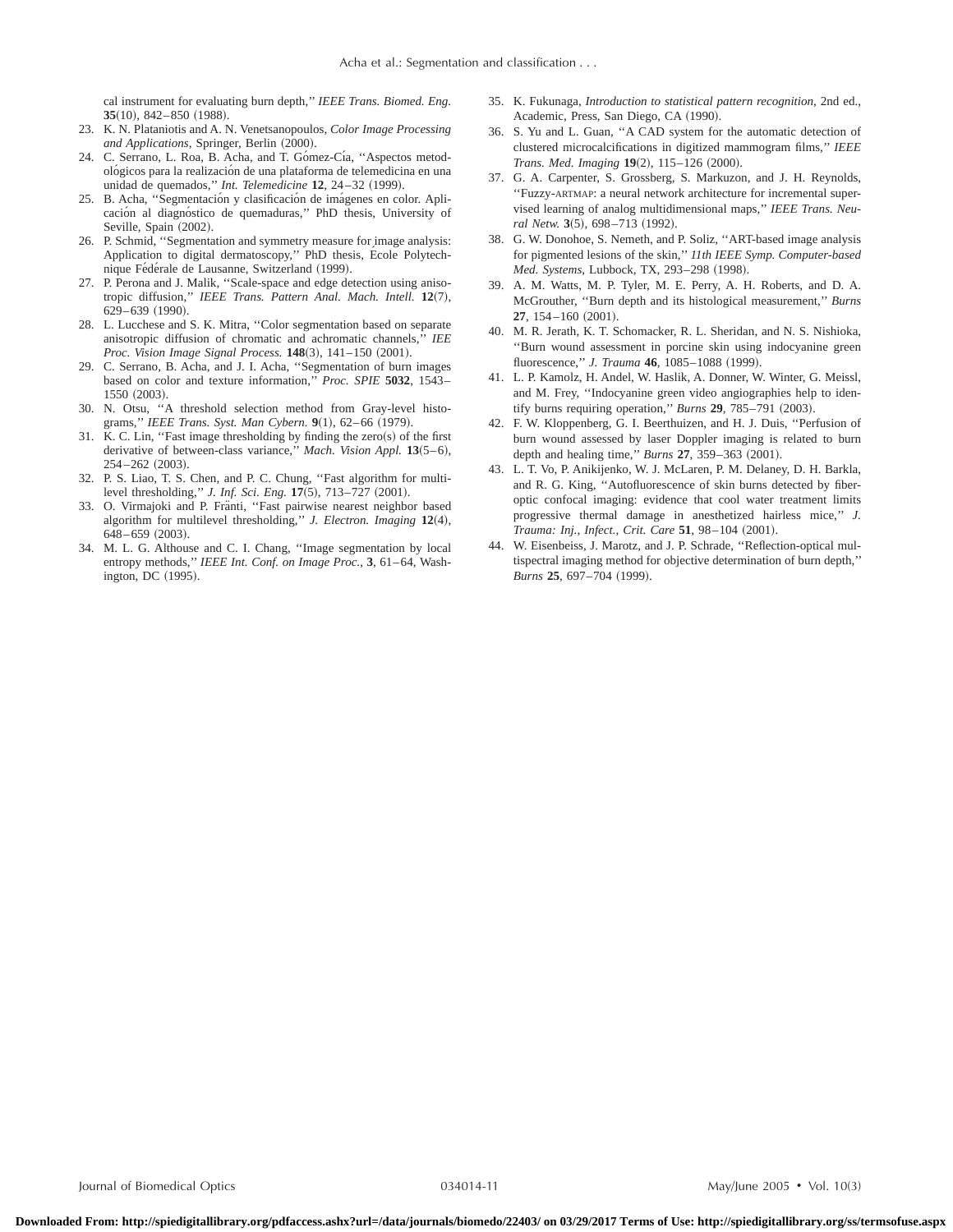cal instrument for evaluating burn depth," *IEEE Trans. Biomed. Eng.* **35**(10), 842–850 (1988).

23. K. N. Plataniotis and A. N. Venetsanopoulos, *Color Image Processing and Applications*, Springer, Berlin (2000).
24. C. Serrano, L. Roa, B. Acha, and T. Gómez-Cía, "Aspectos metodológicos para la realización de una plataforma de telemedicina en una unidad de quemados," *Int. Telemedicine* **12**, 24–32 (1999).
25. B. Acha, "Segmentación y clasificación de imágenes en color. Aplicación al diagnóstico de quemaduras," PhD thesis, University of Seville, Spain (2002).
26. P. Schmid, "Segmentation and symmetry measure for image analysis: Application to digital dermatoscopy," PhD thesis, École Polytechnique Fédérale de Lausanne, Switzerland (1999).
27. P. Perona and J. Malik, "Scale-space and edge detection using anisotropic diffusion," *IEEE Trans. Pattern Anal. Mach. Intell.* **12**(7), 629–639 (1990).
28. L. Lucchese and S. K. Mitra, "Color segmentation based on separate anisotropic diffusion of chromatic and achromatic channels," *IEE Proc. Vision Image Signal Process.* **148**(3), 141–150 (2001).
29. C. Serrano, B. Acha, and J. I. Acha, "Segmentation of burn images based on color and texture information," *Proc. SPIE* **5032**, 1543–1550 (2003).
30. N. Otsu, "A threshold selection method from Gray-level histograms," *IEEE Trans. Syst. Man Cybern.* **9**(1), 62–66 (1979).
31. K. C. Lin, "Fast image thresholding by finding the zero(s) of the first derivative of between-class variance," *Mach. Vision Appl.* **13**(5–6), 254–262 (2003).
32. P. S. Liao, T. S. Chen, and P. C. Chung, "Fast algorithm for multilevel thresholding," *J. Inf. Sci. Eng.* **17**(5), 713–727 (2001).
33. O. Virmajoki and P. Fränti, "Fast pairwise nearest neighbor based algorithm for multilevel thresholding," *J. Electron. Imaging* **12**(4), 648–659 (2003).
34. M. L. G. Althouse and C. I. Chang, "Image segmentation by local entropy methods," *IEEE Int. Conf. on Image Proc.*, **3**, 61–64, Washington, DC (1995).
35. K. Fukunaga, *Introduction to statistical pattern recognition*, 2nd ed., Academic, Press, San Diego, CA (1990).
36. S. Yu and L. Guan, "A CAD system for the automatic detection of clustered microcalcifications in digitized mammogram films," *IEEE Trans. Med. Imaging* **19**(2), 115–126 (2000).
37. G. A. Carpenter, S. Grossberg, S. Markuzon, and J. H. Reynolds, "Fuzzy-ARTMAP: a neural network architecture for incremental supervised learning of analog multidimensional maps," *IEEE Trans. Neural Netw.* **3**(5), 698–713 (1992).
38. G. W. Donohoe, S. Nemeth, and P. Soliz, "ART-based image analysis for pigmented lesions of the skin," *11th IEEE Symp. Computer-based Med. Systems*, Lubbock, TX, 293–298 (1998).
39. A. M. Watts, M. P. Tyler, M. E. Perry, A. H. Roberts, and D. A. McGrouther, "Burn depth and its histological measurement," *Burns* **27**, 154–160 (2001).
40. M. R. Jerath, K. T. Schomacker, R. L. Sheridan, and N. S. Nishioka, "Burn wound assessment in porcine skin using indocyanine green fluorescence," *J. Trauma* **46**, 1085–1088 (1999).
41. L. P. Kamolz, H. Andel, W. Haslik, A. Donner, W. Winter, G. Meissl, and M. Frey, "Indocyanine green video angiographies help to identify burns requiring operation," *Burns* **29**, 785–791 (2003).
42. F. W. Kloppenberg, G. I. Beerthuizen, and H. J. Duis, "Perfusion of burn wound assessed by laser Doppler imaging is related to burn depth and healing time," *Burns* **27**, 359–363 (2001).
43. L. T. Vo, P. Anikijenko, W. J. McLaren, P. M. Delaney, D. H. Barkla, and R. G. King, "Autofluorescence of skin burns detected by fiber-optic confocal imaging: evidence that cool water treatment limits progressive thermal damage in anesthetized hairless mice," *J. Trauma: Inj., Infect., Crit. Care* **51**, 98–104 (2001).
44. W. Eisenbeiss, J. Marotz, and J. P. Schrade, "Reflection-optical multispectral imaging method for objective determination of burn depth," *Burns* **25**, 697–704 (1999).